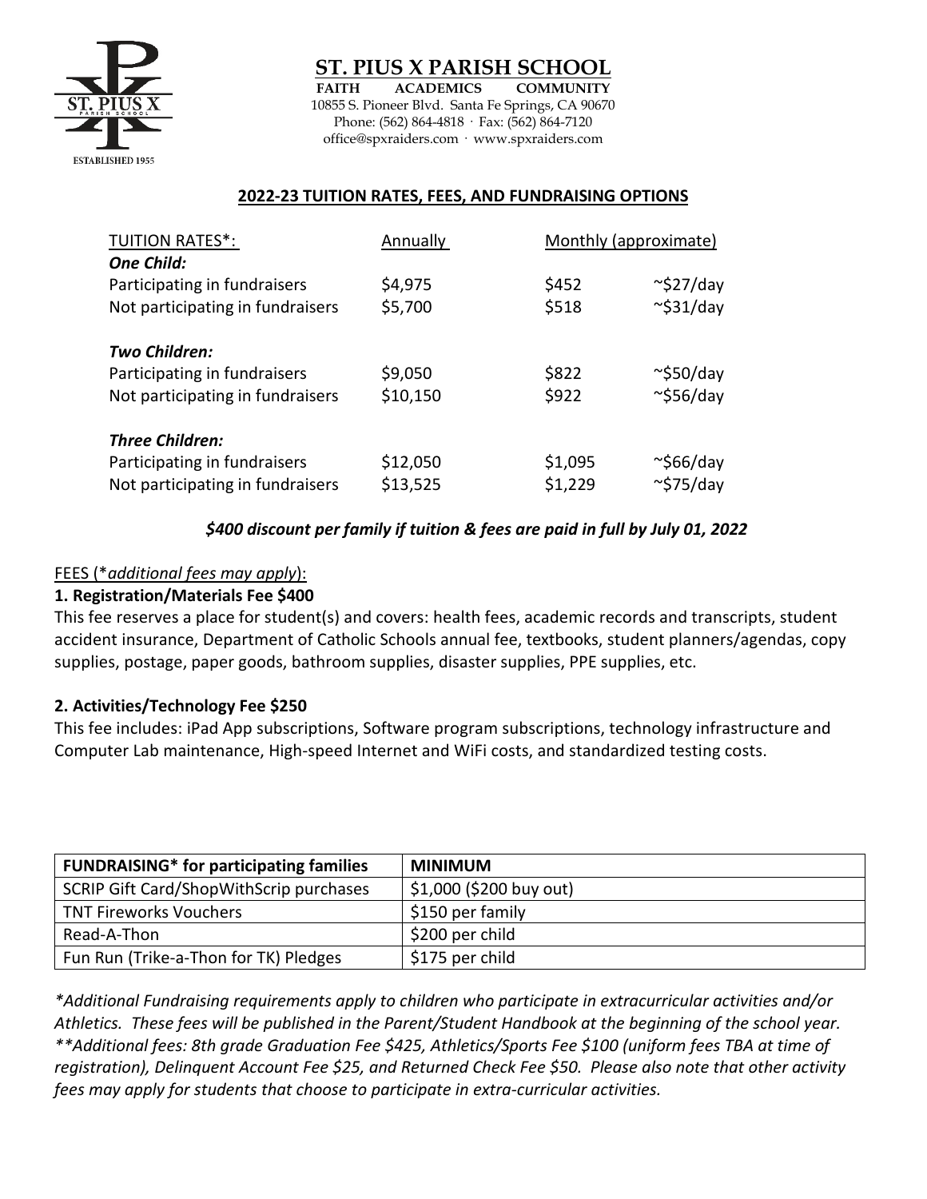# ST. PIUS X PARISH SCHOOL

**FAITH ACADEMICS COMMUNITY**

10855 S. Pioneer Blvd. Santa Fe Springs, CA 90670
Phone: (562) 864-4818 · Fax: (562) 864-7120
office@spxraiders.com · www.spxraiders.com

## 2022-23 TUITION RATES, FEES, AND FUNDRAISING OPTIONS

| TUITION RATES*: | Annually | Monthly (approximate) | |
|---|---|---|---|
| ***One Child:*** | | | |
| Participating in fundraisers | $4,975 | $452 | ~$27/day |
| Not participating in fundraisers | $5,700 | $518 | ~$31/day |
| ***Two Children:*** | | | |
| Participating in fundraisers | $9,050 | $822 | ~$50/day |
| Not participating in fundraisers | $10,150 | $922 | ~$56/day |
| ***Three Children:*** | | | |
| Participating in fundraisers | $12,050 | $1,095 | ~$66/day |
| Not participating in fundraisers | $13,525 | $1,229 | ~$75/day |

***$400 discount per family if tuition & fees are paid in full by July 01, 2022***

FEES (**additional fees may apply*):

**1. Registration/Materials Fee $400**

This fee reserves a place for student(s) and covers: health fees, academic records and transcripts, student accident insurance, Department of Catholic Schools annual fee, textbooks, student planners/agendas, copy supplies, postage, paper goods, bathroom supplies, disaster supplies, PPE supplies, etc.

**2. Activities/Technology Fee $250**

This fee includes: iPad App subscriptions, Software program subscriptions, technology infrastructure and Computer Lab maintenance, High-speed Internet and WiFi costs, and standardized testing costs.

| **FUNDRAISING* for participating families** | **MINIMUM** |
|---|---|
| SCRIP Gift Card/ShopWithScrip purchases | $1,000 ($200 buy out) |
| TNT Fireworks Vouchers | $150 per family |
| Read-A-Thon | $200 per child |
| Fun Run (Trike-a-Thon for TK) Pledges | $175 per child |

**Additional Fundraising requirements apply to children who participate in extracurricular activities and/or Athletics. These fees will be published in the Parent/Student Handbook at the beginning of the school year.*
***Additional fees: 8th grade Graduation Fee $425, Athletics/Sports Fee $100 (uniform fees TBA at time of registration), Delinquent Account Fee $25, and Returned Check Fee $50. Please also note that other activity fees may apply for students that choose to participate in extra-curricular activities.*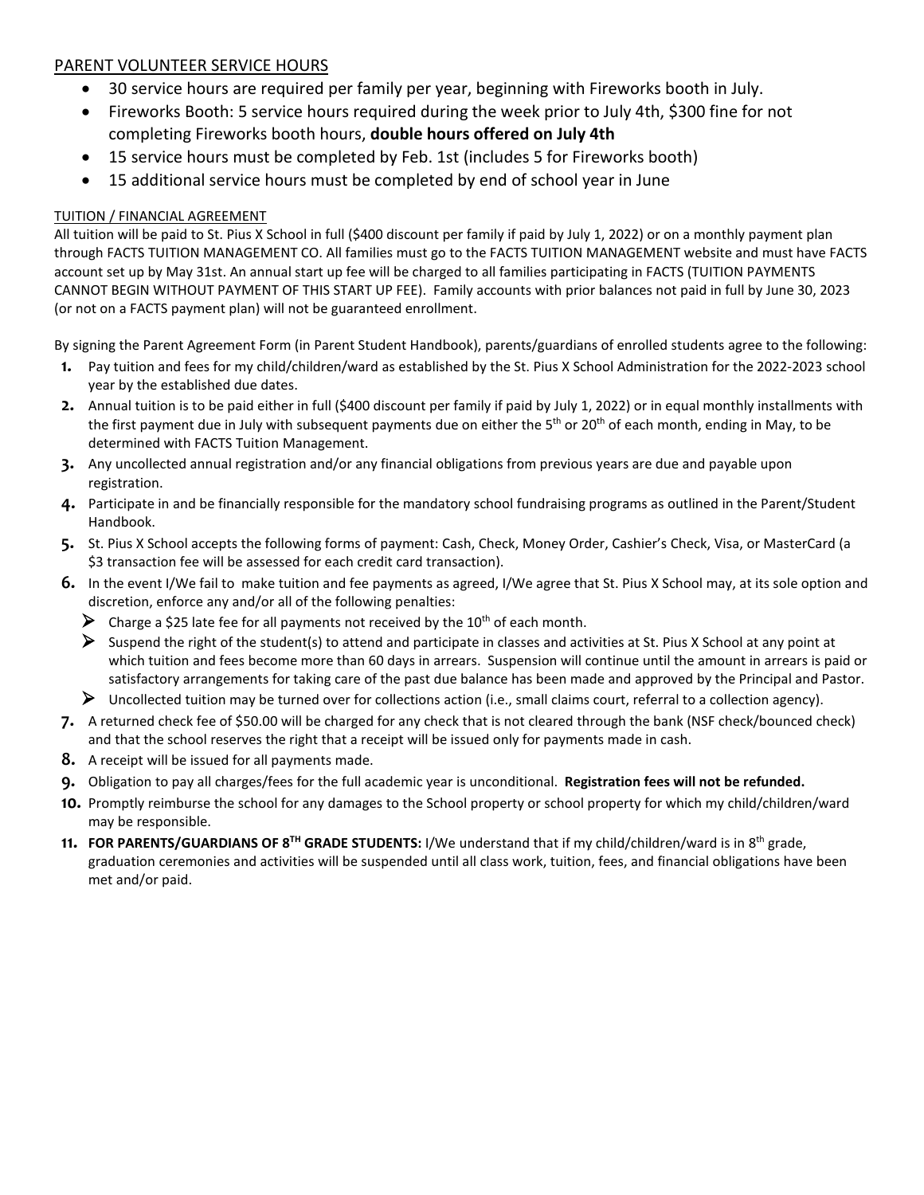## PARENT VOLUNTEER SERVICE HOURS

- 30 service hours are required per family per year, beginning with Fireworks booth in July.
- Fireworks Booth: 5 service hours required during the week prior to July 4th, $300 fine for not completing Fireworks booth hours, **double hours offered on July 4th**
- 15 service hours must be completed by Feb. 1st (includes 5 for Fireworks booth)
- 15 additional service hours must be completed by end of school year in June

### TUITION / FINANCIAL AGREEMENT

All tuition will be paid to St. Pius X School in full ($400 discount per family if paid by July 1, 2022) or on a monthly payment plan through FACTS TUITION MANAGEMENT CO. All families must go to the FACTS TUITION MANAGEMENT website and must have FACTS account set up by May 31st. An annual start up fee will be charged to all families participating in FACTS (TUITION PAYMENTS CANNOT BEGIN WITHOUT PAYMENT OF THIS START UP FEE). Family accounts with prior balances not paid in full by June 30, 2023 (or not on a FACTS payment plan) will not be guaranteed enrollment.

By signing the Parent Agreement Form (in Parent Student Handbook), parents/guardians of enrolled students agree to the following:

1. Pay tuition and fees for my child/children/ward as established by the St. Pius X School Administration for the 2022-2023 school year by the established due dates.
2. Annual tuition is to be paid either in full ($400 discount per family if paid by July 1, 2022) or in equal monthly installments with the first payment due in July with subsequent payments due on either the 5th or 20th of each month, ending in May, to be determined with FACTS Tuition Management.
3. Any uncollected annual registration and/or any financial obligations from previous years are due and payable upon registration.
4. Participate in and be financially responsible for the mandatory school fundraising programs as outlined in the Parent/Student Handbook.
5. St. Pius X School accepts the following forms of payment: Cash, Check, Money Order, Cashier's Check, Visa, or MasterCard (a $3 transaction fee will be assessed for each credit card transaction).
6. In the event I/We fail to make tuition and fee payments as agreed, I/We agree that St. Pius X School may, at its sole option and discretion, enforce any and/or all of the following penalties:
   - Charge a $25 late fee for all payments not received by the 10th of each month.
   - Suspend the right of the student(s) to attend and participate in classes and activities at St. Pius X School at any point at which tuition and fees become more than 60 days in arrears. Suspension will continue until the amount in arrears is paid or satisfactory arrangements for taking care of the past due balance has been made and approved by the Principal and Pastor.
   - Uncollected tuition may be turned over for collections action (i.e., small claims court, referral to a collection agency).
7. A returned check fee of $50.00 will be charged for any check that is not cleared through the bank (NSF check/bounced check) and that the school reserves the right that a receipt will be issued only for payments made in cash.
8. A receipt will be issued for all payments made.
9. Obligation to pay all charges/fees for the full academic year is unconditional. **Registration fees will not be refunded.**
10. Promptly reimburse the school for any damages to the School property or school property for which my child/children/ward may be responsible.
11. **FOR PARENTS/GUARDIANS OF 8TH GRADE STUDENTS:** I/We understand that if my child/children/ward is in 8th grade, graduation ceremonies and activities will be suspended until all class work, tuition, fees, and financial obligations have been met and/or paid.